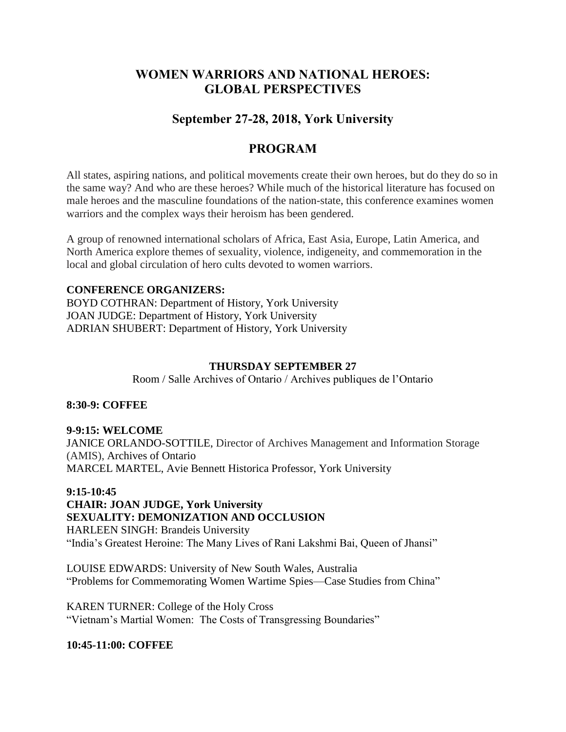# WOMEN WARRIORS AND NATIONAL HEROES: GLOBAL PERSPECTIVES

## September 27-28, 2018, York University

## PROGRAM

All states, aspiring nations, and political movements create their own heroes, but do they do so in the same way? And who are these heroes? While much of the historical literature has focused on male heroes and the masculine foundations of the nation-state, this conference examines women warriors and the complex ways their heroism has been gendered.

A group of renowned international scholars of Africa, East Asia, Europe, Latin America, and North America explore themes of sexuality, violence, indigeneity, and commemoration in the local and global circulation of hero cults devoted to women warriors.

**CONFERENCE ORGANIZERS:**
BOYD COTHRAN: Department of History, York University
JOAN JUDGE: Department of History, York University
ADRIAN SHUBERT: Department of History, York University

**THURSDAY SEPTEMBER 27**

Room / Salle Archives of Ontario / Archives publiques de l'Ontario

**8:30-9: COFFEE**

**9-9:15: WELCOME**
JANICE ORLANDO-SOTTILE, Director of Archives Management and Information Storage (AMIS), Archives of Ontario
MARCEL MARTEL, Avie Bennett Historica Professor, York University

**9:15-10:45**
**CHAIR: JOAN JUDGE, York University**
**SEXUALITY: DEMONIZATION AND OCCLUSION**
HARLEEN SINGH: Brandeis University
"India's Greatest Heroine: The Many Lives of Rani Lakshmi Bai, Queen of Jhansi"

LOUISE EDWARDS: University of New South Wales, Australia
"Problems for Commemorating Women Wartime Spies—Case Studies from China"

KAREN TURNER: College of the Holy Cross
"Vietnam's Martial Women: The Costs of Transgressing Boundaries"

**10:45-11:00: COFFEE**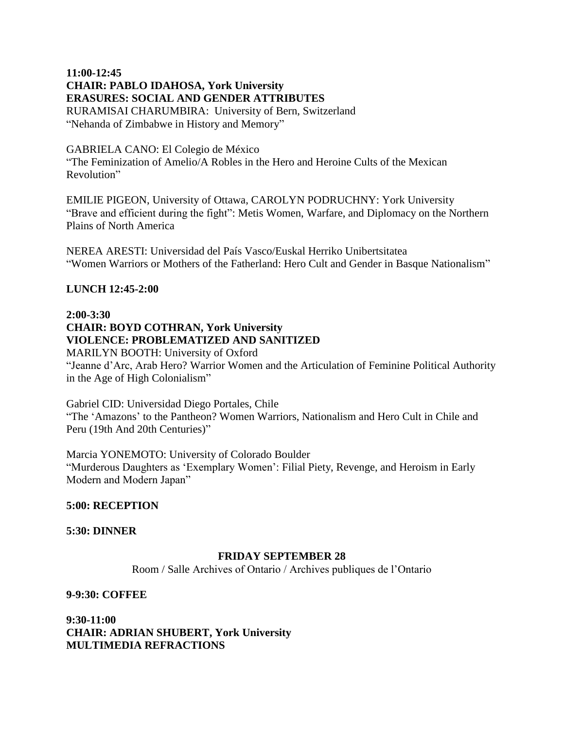**11:00-12:45**
**CHAIR: PABLO IDAHOSA, York University**
**ERASURES: SOCIAL AND GENDER ATTRIBUTES**

RURAMISAI CHARUMBIRA: University of Bern, Switzerland
"Nehanda of Zimbabwe in History and Memory"

GABRIELA CANO: El Colegio de México
"The Feminization of Amelio/A Robles in the Hero and Heroine Cults of the Mexican Revolution"

EMILIE PIGEON, University of Ottawa, CAROLYN PODRUCHNY: York University
"Brave and efficient during the fight": Metis Women, Warfare, and Diplomacy on the Northern Plains of North America

NEREA ARESTI: Universidad del País Vasco/Euskal Herriko Unibertsitatea
"Women Warriors or Mothers of the Fatherland: Hero Cult and Gender in Basque Nationalism"

**LUNCH 12:45-2:00**

**2:00-3:30**
**CHAIR: BOYD COTHRAN, York University**
**VIOLENCE: PROBLEMATIZED AND SANITIZED**

MARILYN BOOTH: University of Oxford
"Jeanne d'Arc, Arab Hero? Warrior Women and the Articulation of Feminine Political Authority in the Age of High Colonialism"

Gabriel CID: Universidad Diego Portales, Chile
"The 'Amazons' to the Pantheon? Women Warriors, Nationalism and Hero Cult in Chile and Peru (19th And 20th Centuries)"

Marcia YONEMOTO: University of Colorado Boulder
"Murderous Daughters as 'Exemplary Women': Filial Piety, Revenge, and Heroism in Early Modern and Modern Japan"

**5:00: RECEPTION**

**5:30: DINNER**

**FRIDAY SEPTEMBER 28**

Room / Salle Archives of Ontario / Archives publiques de l'Ontario

**9-9:30: COFFEE**

**9:30-11:00**
**CHAIR: ADRIAN SHUBERT, York University**
**MULTIMEDIA REFRACTIONS**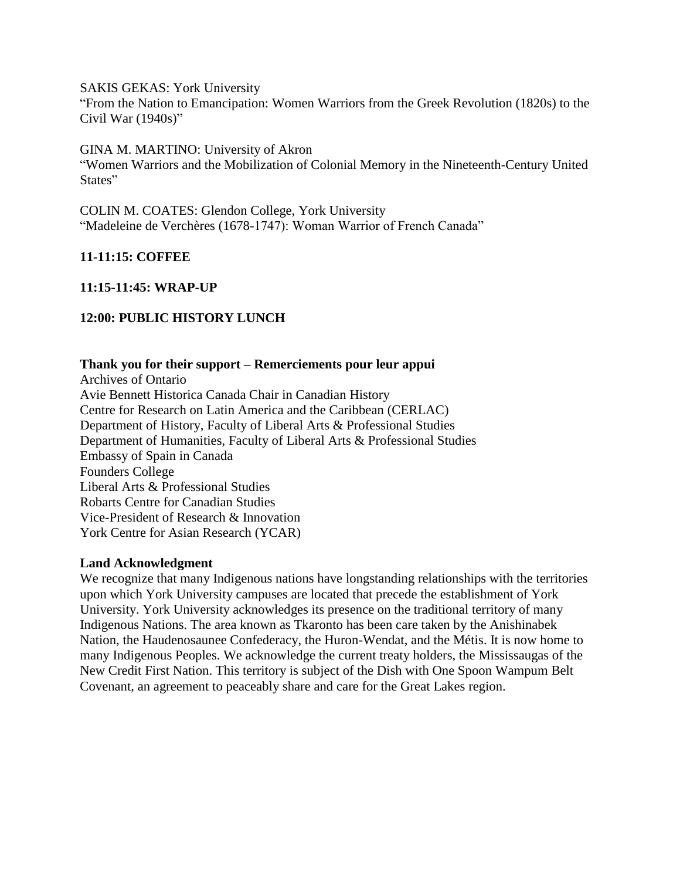SAKIS GEKAS: York University
"From the Nation to Emancipation: Women Warriors from the Greek Revolution (1820s) to the Civil War (1940s)"

GINA M. MARTINO: University of Akron
"Women Warriors and the Mobilization of Colonial Memory in the Nineteenth-Century United States"

COLIN M. COATES: Glendon College, York University
"Madeleine de Verchères (1678-1747): Woman Warrior of French Canada"

**11-11:15: COFFEE**

**11:15-11:45: WRAP-UP**

**12:00: PUBLIC HISTORY LUNCH**

**Thank you for their support – Remerciements pour leur appui**

Archives of Ontario
Avie Bennett Historica Canada Chair in Canadian History
Centre for Research on Latin America and the Caribbean (CERLAC)
Department of History, Faculty of Liberal Arts & Professional Studies
Department of Humanities, Faculty of Liberal Arts & Professional Studies
Embassy of Spain in Canada
Founders College
Liberal Arts & Professional Studies
Robarts Centre for Canadian Studies
Vice-President of Research & Innovation
York Centre for Asian Research (YCAR)

**Land Acknowledgment**

We recognize that many Indigenous nations have longstanding relationships with the territories upon which York University campuses are located that precede the establishment of York University. York University acknowledges its presence on the traditional territory of many Indigenous Nations. The area known as Tkaronto has been care taken by the Anishinabek Nation, the Haudenosaunee Confederacy, the Huron-Wendat, and the Métis. It is now home to many Indigenous Peoples. We acknowledge the current treaty holders, the Mississaugas of the New Credit First Nation. This territory is subject of the Dish with One Spoon Wampum Belt Covenant, an agreement to peaceably share and care for the Great Lakes region.